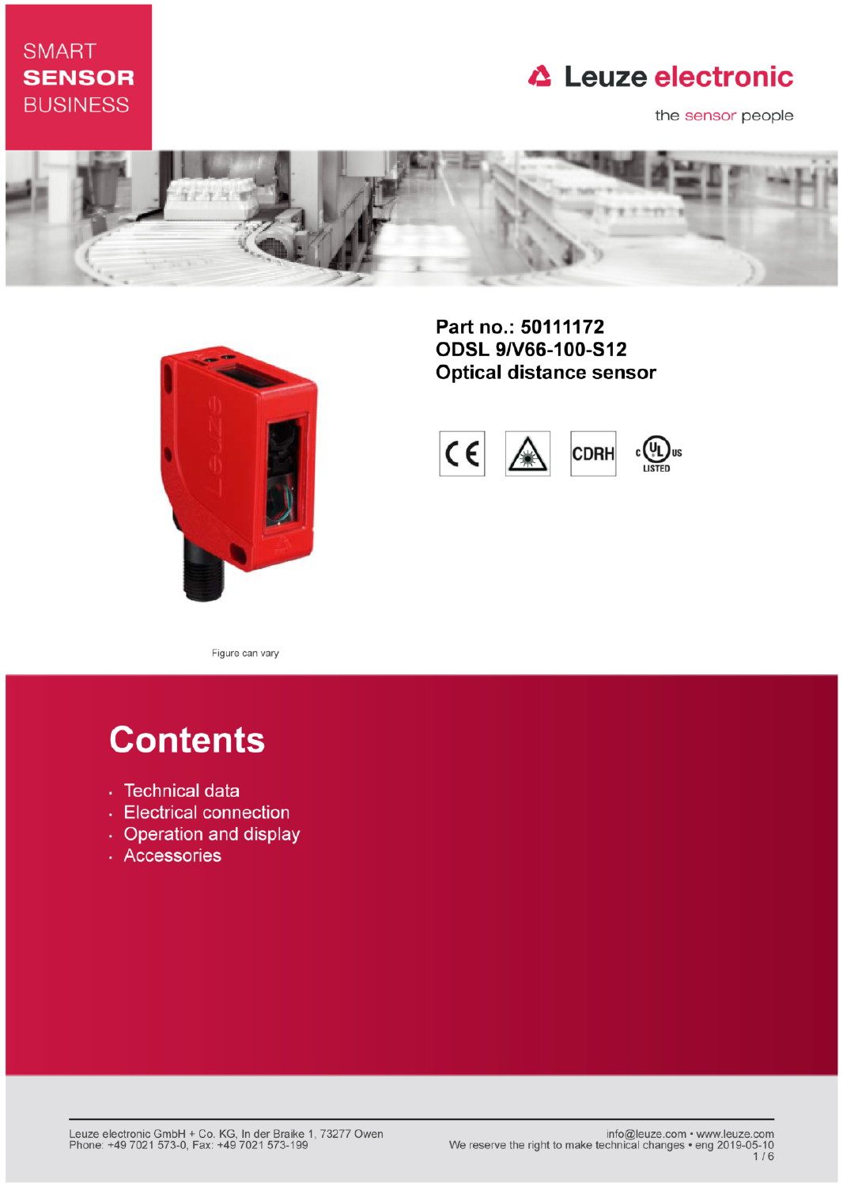SMART
**SENSOR**
BUSINESS

Leuze electronic

the sensor people

# Part no.: 50111172
# ODSL 9/V66-100-S12
# Optical distance sensor

Figure can vary

## Contents

- Technical data
- Electrical connection
- Operation and display
- Accessories

Leuze electronic GmbH + Co. KG, In der Braike 1, 73277 Owen
Phone: +49 7021 573-0, Fax: +49 7021 573-199

info@leuze.com • www.leuze.com
We reserve the right to make technical changes • eng 2019-05-10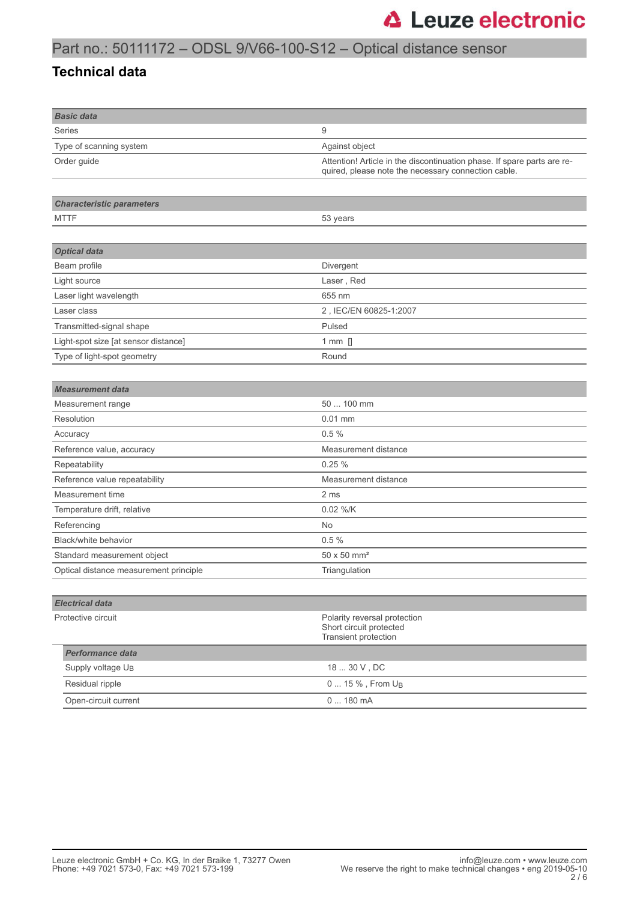Part no.: 50111172 – ODSL 9/V66-100-S12 – Optical distance sensor

## Technical data

| *Basic data* | |
|---|---|
| Series | 9 |
| Type of scanning system | Against object |
| Order guide | Attention! Article in the discontinuation phase. If spare parts are required, please note the necessary connection cable. |

| *Characteristic parameters* | |
|---|---|
| MTTF | 53 years |

| *Optical data* | |
|---|---|
| Beam profile | Divergent |
| Light source | Laser , Red |
| Laser light wavelength | 655 nm |
| Laser class | 2 , IEC/EN 60825-1:2007 |
| Transmitted-signal shape | Pulsed |
| Light-spot size [at sensor distance] | 1 mm [] |
| Type of light-spot geometry | Round |

| *Measurement data* | |
|---|---|
| Measurement range | 50 ... 100 mm |
| Resolution | 0.01 mm |
| Accuracy | 0.5 % |
| Reference value, accuracy | Measurement distance |
| Repeatability | 0.25 % |
| Reference value repeatability | Measurement distance |
| Measurement time | 2 ms |
| Temperature drift, relative | 0.02 %/K |
| Referencing | No |
| Black/white behavior | 0.5 % |
| Standard measurement object | 50 x 50 mm² |
| Optical distance measurement principle | Triangulation |

| *Electrical data* | |
|---|---|
| Protective circuit | Polarity reversal protection<br>Short circuit protected<br>Transient protection |

| *Performance data* | |
|---|---|
| Supply voltage $U_B$ | 18 ... 30 V , DC |
| Residual ripple | 0 ... 15 % , From $U_B$ |
| Open-circuit current | 0 ... 180 mA |

Leuze electronic GmbH + Co. KG, In der Braike 1, 73277 Owen
Phone: +49 7021 573-0, Fax: +49 7021 573-199

info@leuze.com • www.leuze.com
We reserve the right to make technical changes • eng 2019-05-10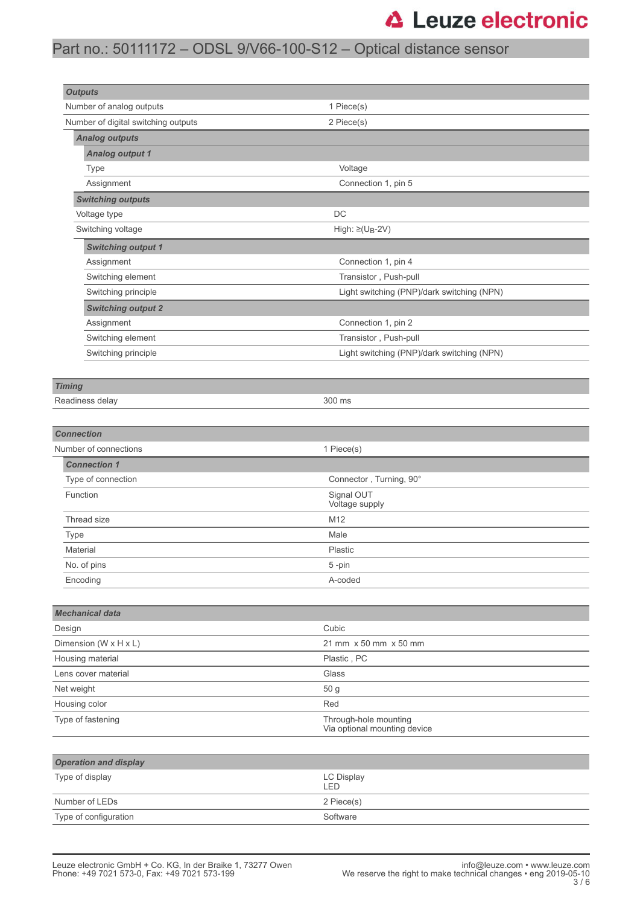# Part no.: 50111172 – ODSL 9/V66-100-S12 – Optical distance sensor

| **Outputs** | |
|---|---|
| Number of analog outputs | 1 Piece(s) |
| Number of digital switching outputs | 2 Piece(s) |
| ***Analog outputs*** | |
| ***Analog output 1*** | |
| Type | Voltage |
| Assignment | Connection 1, pin 5 |
| ***Switching outputs*** | |
| Voltage type | DC |
| Switching voltage | High: ≥($U_B$-2V) |
| ***Switching output 1*** | |
| Assignment | Connection 1, pin 4 |
| Switching element | Transistor , Push-pull |
| Switching principle | Light switching (PNP)/dark switching (NPN) |
| ***Switching output 2*** | |
| Assignment | Connection 1, pin 2 |
| Switching element | Transistor , Push-pull |
| Switching principle | Light switching (PNP)/dark switching (NPN) |

| **Timing** | |
|---|---|
| Readiness delay | 300 ms |

| **Connection** | |
|---|---|
| Number of connections | 1 Piece(s) |
| ***Connection 1*** | |
| Type of connection | Connector , Turning, 90° |
| Function | Signal OUT<br>Voltage supply |
| Thread size | M12 |
| Type | Male |
| Material | Plastic |
| No. of pins | 5 -pin |
| Encoding | A-coded |

| **Mechanical data** | |
|---|---|
| Design | Cubic |
| Dimension (W x H x L) | 21 mm x 50 mm x 50 mm |
| Housing material | Plastic , PC |
| Lens cover material | Glass |
| Net weight | 50 g |
| Housing color | Red |
| Type of fastening | Through-hole mounting<br>Via optional mounting device |

| **Operation and display** | |
|---|---|
| Type of display | LC Display<br>LED |
| Number of LEDs | 2 Piece(s) |
| Type of configuration | Software |

Leuze electronic GmbH + Co. KG, In der Braike 1, 73277 Owen
Phone: +49 7021 573-0, Fax: +49 7021 573-199

info@leuze.com • www.leuze.com
We reserve the right to make technical changes • eng 2019-05-10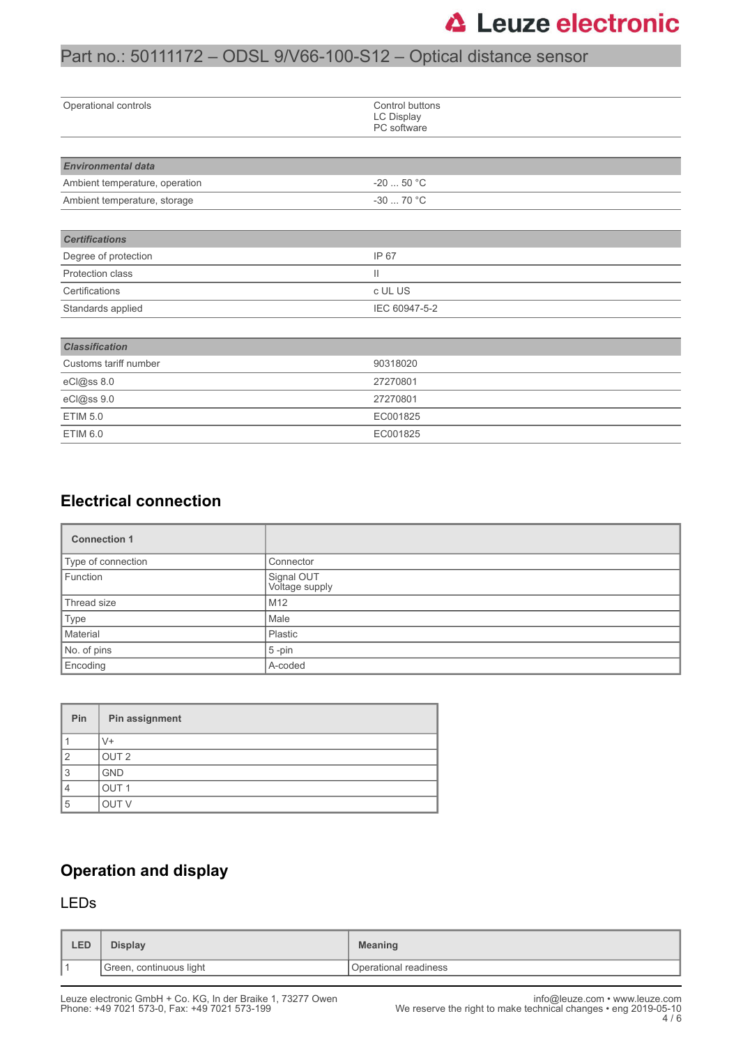| | |
|---|---|
| Operational controls | Control buttons<br>LC Display<br>PC software |

| ***Environmental data*** | |
|---|---|
| Ambient temperature, operation | -20 ... 50 °C |
| Ambient temperature, storage | -30 ... 70 °C |

| ***Certifications*** | |
|---|---|
| Degree of protection | IP 67 |
| Protection class | II |
| Certifications | c UL US |
| Standards applied | IEC 60947-5-2 |

| ***Classification*** | |
|---|---|
| Customs tariff number | 90318020 |
| eCl@ss 8.0 | 27270801 |
| eCl@ss 9.0 | 27270801 |
| ETIM 5.0 | EC001825 |
| ETIM 6.0 | EC001825 |

## Electrical connection

| **Connection 1** | |
|---|---|
| Type of connection | Connector |
| Function | Signal OUT<br>Voltage supply |
| Thread size | M12 |
| Type | Male |
| Material | Plastic |
| No. of pins | 5 -pin |
| Encoding | A-coded |

| **Pin** | **Pin assignment** |
|---|---|
| 1 | V+ |
| 2 | OUT 2 |
| 3 | GND |
| 4 | OUT 1 |
| 5 | OUT V |

## Operation and display

### LEDs

| **LED** | **Display** | **Meaning** |
|---|---|---|
| 1 | Green, continuous light | Operational readiness |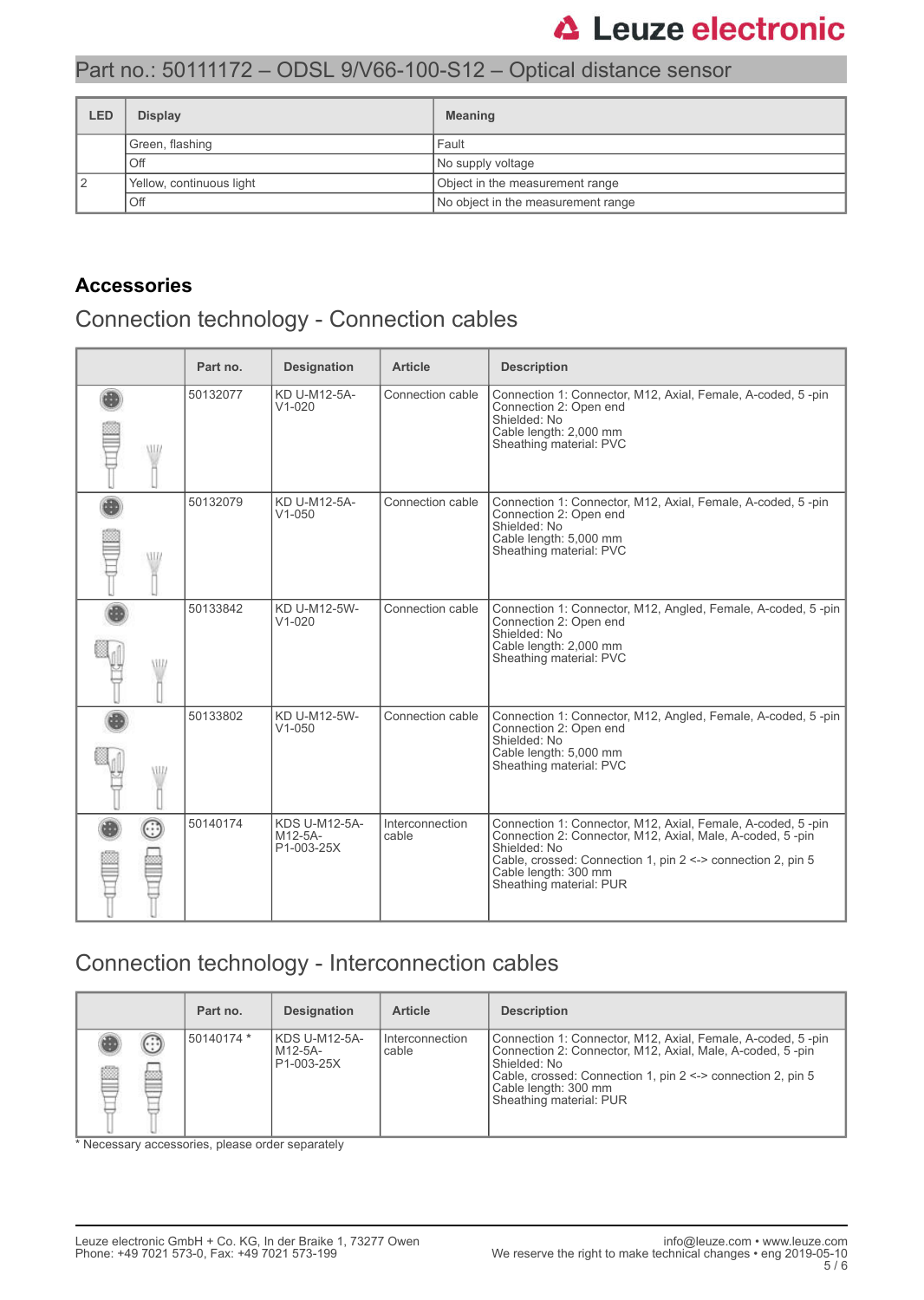# Part no.: 50111172 – ODSL 9/V66-100-S12 – Optical distance sensor

| LED | Display | Meaning |
|---|---|---|
| | Green, flashing | Fault |
| | Off | No supply voltage |
| 2 | Yellow, continuous light | Object in the measurement range |
| | Off | No object in the measurement range |

## Accessories

### Connection technology - Connection cables

| | Part no. | Designation | Article | Description |
|---|---|---|---|---|
| | 50132077 | KD U-M12-5A-V1-020 | Connection cable | Connection 1: Connector, M12, Axial, Female, A-coded, 5 -pin<br>Connection 2: Open end<br>Shielded: No<br>Cable length: 2,000 mm<br>Sheathing material: PVC |
| | 50132079 | KD U-M12-5A-V1-050 | Connection cable | Connection 1: Connector, M12, Axial, Female, A-coded, 5 -pin<br>Connection 2: Open end<br>Shielded: No<br>Cable length: 5,000 mm<br>Sheathing material: PVC |
| | 50133842 | KD U-M12-5W-V1-020 | Connection cable | Connection 1: Connector, M12, Angled, Female, A-coded, 5 -pin<br>Connection 2: Open end<br>Shielded: No<br>Cable length: 2,000 mm<br>Sheathing material: PVC |
| | 50133802 | KD U-M12-5W-V1-050 | Connection cable | Connection 1: Connector, M12, Angled, Female, A-coded, 5 -pin<br>Connection 2: Open end<br>Shielded: No<br>Cable length: 5,000 mm<br>Sheathing material: PVC |
| | 50140174 | KDS U-M12-5A-M12-5A-P1-003-25X | Interconnection cable | Connection 1: Connector, M12, Axial, Female, A-coded, 5 -pin<br>Connection 2: Connector, M12, Axial, Male, A-coded, 5 -pin<br>Shielded: No<br>Cable, crossed: Connection 1, pin 2 <-> connection 2, pin 5<br>Cable length: 300 mm<br>Sheathing material: PUR |

### Connection technology - Interconnection cables

| | Part no. | Designation | Article | Description |
|---|---|---|---|---|
| | 50140174 * | KDS U-M12-5A-M12-5A-P1-003-25X | Interconnection cable | Connection 1: Connector, M12, Axial, Female, A-coded, 5 -pin<br>Connection 2: Connector, M12, Axial, Male, A-coded, 5 -pin<br>Shielded: No<br>Cable, crossed: Connection 1, pin 2 <-> connection 2, pin 5<br>Cable length: 300 mm<br>Sheathing material: PUR |

* Necessary accessories, please order separately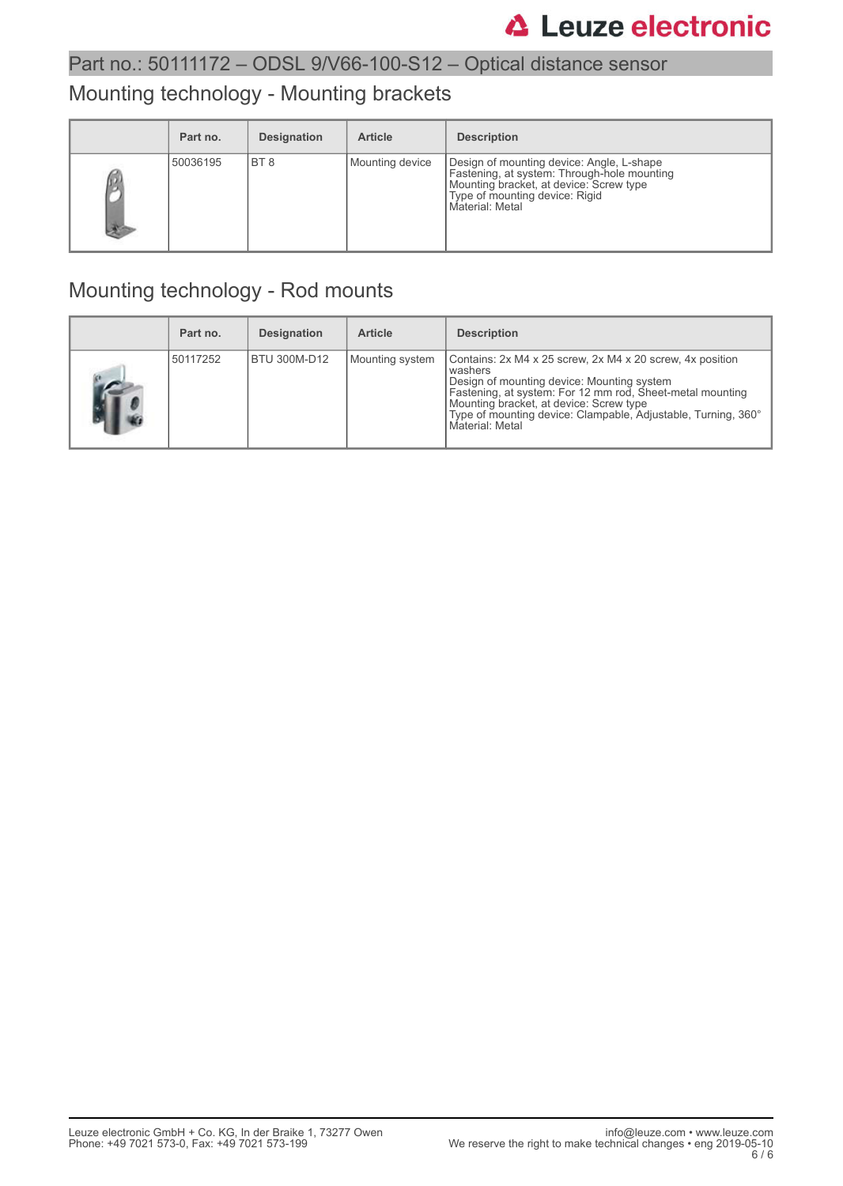# Part no.: 50111172 – ODSL 9/V66-100-S12 – Optical distance sensor

## Mounting technology - Mounting brackets

| | Part no. | Designation | Article | Description |
|---|---|---|---|---|
| | 50036195 | BT 8 | Mounting device | Design of mounting device: Angle, L-shape<br>Fastening, at system: Through-hole mounting<br>Mounting bracket, at device: Screw type<br>Type of mounting device: Rigid<br>Material: Metal |

## Mounting technology - Rod mounts

| | Part no. | Designation | Article | Description |
|---|---|---|---|---|
| | 50117252 | BTU 300M-D12 | Mounting system | Contains: 2x M4 x 25 screw, 2x M4 x 20 screw, 4x position washers<br>Design of mounting device: Mounting system<br>Fastening, at system: For 12 mm rod, Sheet-metal mounting<br>Mounting bracket, at device: Screw type<br>Type of mounting device: Clampable, Adjustable, Turning, 360°<br>Material: Metal |